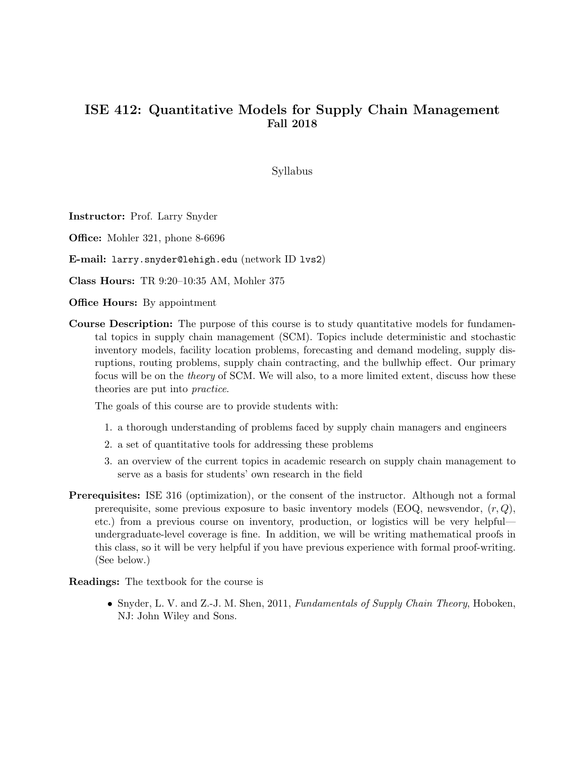# ISE 412: Quantitative Models for Supply Chain Management
## Fall 2018

Syllabus

**Instructor:** Prof. Larry Snyder

**Office:** Mohler 321, phone 8-6696

**E-mail:** `larry.snyder@lehigh.edu` (network ID `lvs2`)

**Class Hours:** TR 9:20–10:35 AM, Mohler 375

**Office Hours:** By appointment

**Course Description:** The purpose of this course is to study quantitative models for fundamental topics in supply chain management (SCM). Topics include deterministic and stochastic inventory models, facility location problems, forecasting and demand modeling, supply disruptions, routing problems, supply chain contracting, and the bullwhip effect. Our primary focus will be on the *theory* of SCM. We will also, to a more limited extent, discuss how these theories are put into *practice*.

The goals of this course are to provide students with:

1. a thorough understanding of problems faced by supply chain managers and engineers
2. a set of quantitative tools for addressing these problems
3. an overview of the current topics in academic research on supply chain management to serve as a basis for students' own research in the field

**Prerequisites:** ISE 316 (optimization), or the consent of the instructor. Although not a formal prerequisite, some previous exposure to basic inventory models (EOQ, newsvendor, $(r, Q)$, etc.) from a previous course on inventory, production, or logistics will be very helpful—undergraduate-level coverage is fine. In addition, we will be writing mathematical proofs in this class, so it will be very helpful if you have previous experience with formal proof-writing. (See below.)

**Readings:** The textbook for the course is

- Snyder, L. V. and Z.-J. M. Shen, 2011, *Fundamentals of Supply Chain Theory*, Hoboken, NJ: John Wiley and Sons.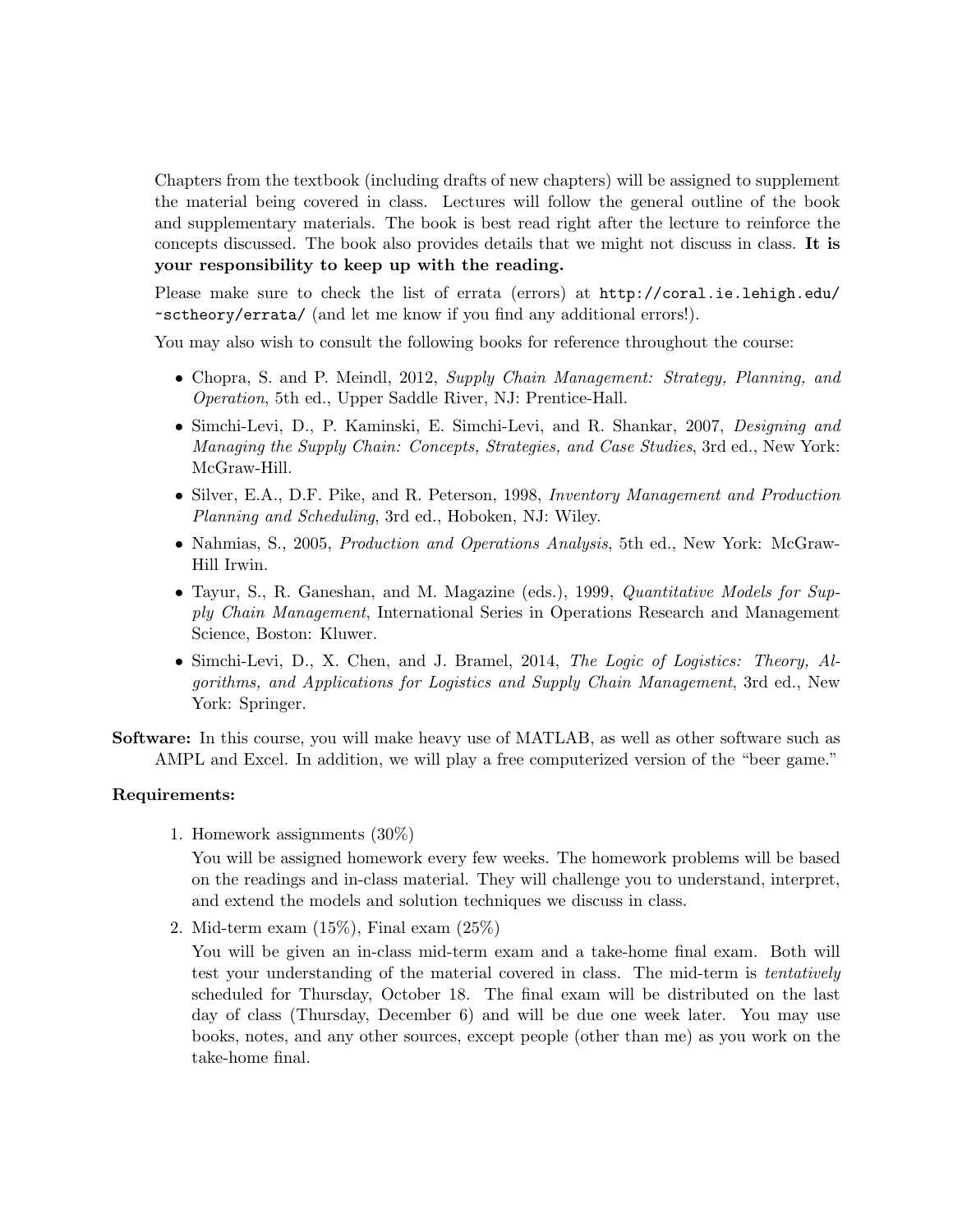Chapters from the textbook (including drafts of new chapters) will be assigned to supplement the material being covered in class. Lectures will follow the general outline of the book and supplementary materials. The book is best read right after the lecture to reinforce the concepts discussed. The book also provides details that we might not discuss in class. **It is your responsibility to keep up with the reading.**

Please make sure to check the list of errata (errors) at `http://coral.ie.lehigh.edu/~sctheory/errata/` (and let me know if you find any additional errors!).

You may also wish to consult the following books for reference throughout the course:

- Chopra, S. and P. Meindl, 2012, *Supply Chain Management: Strategy, Planning, and Operation*, 5th ed., Upper Saddle River, NJ: Prentice-Hall.
- Simchi-Levi, D., P. Kaminski, E. Simchi-Levi, and R. Shankar, 2007, *Designing and Managing the Supply Chain: Concepts, Strategies, and Case Studies*, 3rd ed., New York: McGraw-Hill.
- Silver, E.A., D.F. Pike, and R. Peterson, 1998, *Inventory Management and Production Planning and Scheduling*, 3rd ed., Hoboken, NJ: Wiley.
- Nahmias, S., 2005, *Production and Operations Analysis*, 5th ed., New York: McGraw-Hill Irwin.
- Tayur, S., R. Ganeshan, and M. Magazine (eds.), 1999, *Quantitative Models for Supply Chain Management*, International Series in Operations Research and Management Science, Boston: Kluwer.
- Simchi-Levi, D., X. Chen, and J. Bramel, 2014, *The Logic of Logistics: Theory, Algorithms, and Applications for Logistics and Supply Chain Management*, 3rd ed., New York: Springer.

**Software:** In this course, you will make heavy use of MATLAB, as well as other software such as AMPL and Excel. In addition, we will play a free computerized version of the "beer game."

**Requirements:**

1. Homework assignments (30%)

   You will be assigned homework every few weeks. The homework problems will be based on the readings and in-class material. They will challenge you to understand, interpret, and extend the models and solution techniques we discuss in class.

2. Mid-term exam (15%), Final exam (25%)

   You will be given an in-class mid-term exam and a take-home final exam. Both will test your understanding of the material covered in class. The mid-term is *tentatively* scheduled for Thursday, October 18. The final exam will be distributed on the last day of class (Thursday, December 6) and will be due one week later. You may use books, notes, and any other sources, except people (other than me) as you work on the take-home final.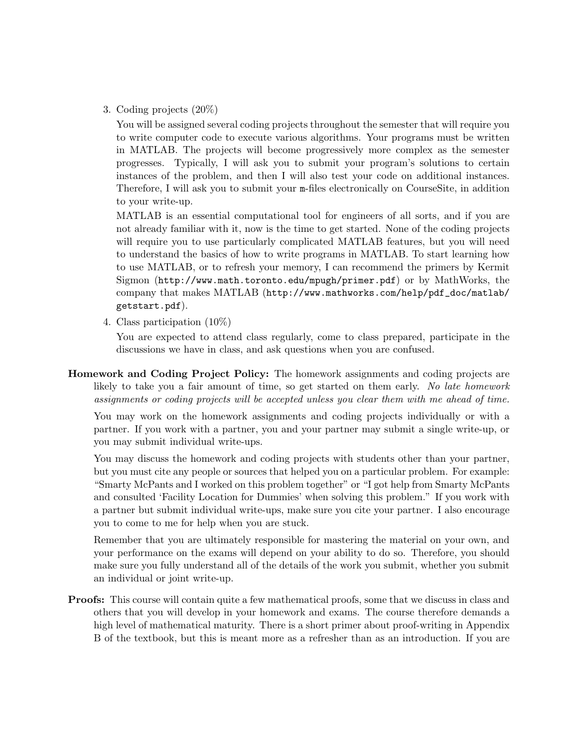3. Coding projects (20%)

   You will be assigned several coding projects throughout the semester that will require you to write computer code to execute various algorithms. Your programs must be written in MATLAB. The projects will become progressively more complex as the semester progresses. Typically, I will ask you to submit your program's solutions to certain instances of the problem, and then I will also test your code on additional instances. Therefore, I will ask you to submit your `m`-files electronically on CourseSite, in addition to your write-up.

   MATLAB is an essential computational tool for engineers of all sorts, and if you are not already familiar with it, now is the time to get started. None of the coding projects will require you to use particularly complicated MATLAB features, but you will need to understand the basics of how to write programs in MATLAB. To start learning how to use MATLAB, or to refresh your memory, I can recommend the primers by Kermit Sigmon (`http://www.math.toronto.edu/mpugh/primer.pdf`) or by MathWorks, the company that makes MATLAB (`http://www.mathworks.com/help/pdf_doc/matlab/getstart.pdf`).

4. Class participation (10%)

   You are expected to attend class regularly, come to class prepared, participate in the discussions we have in class, and ask questions when you are confused.

**Homework and Coding Project Policy:** The homework assignments and coding projects are likely to take you a fair amount of time, so get started on them early. *No late homework assignments or coding projects will be accepted unless you clear them with me ahead of time.*

You may work on the homework assignments and coding projects individually or with a partner. If you work with a partner, you and your partner may submit a single write-up, or you may submit individual write-ups.

You may discuss the homework and coding projects with students other than your partner, but you must cite any people or sources that helped you on a particular problem. For example: "Smarty McPants and I worked on this problem together" or "I got help from Smarty McPants and consulted 'Facility Location for Dummies' when solving this problem." If you work with a partner but submit individual write-ups, make sure you cite your partner. I also encourage you to come to me for help when you are stuck.

Remember that you are ultimately responsible for mastering the material on your own, and your performance on the exams will depend on your ability to do so. Therefore, you should make sure you fully understand all of the details of the work you submit, whether you submit an individual or joint write-up.

**Proofs:** This course will contain quite a few mathematical proofs, some that we discuss in class and others that you will develop in your homework and exams. The course therefore demands a high level of mathematical maturity. There is a short primer about proof-writing in Appendix B of the textbook, but this is meant more as a refresher than as an introduction. If you are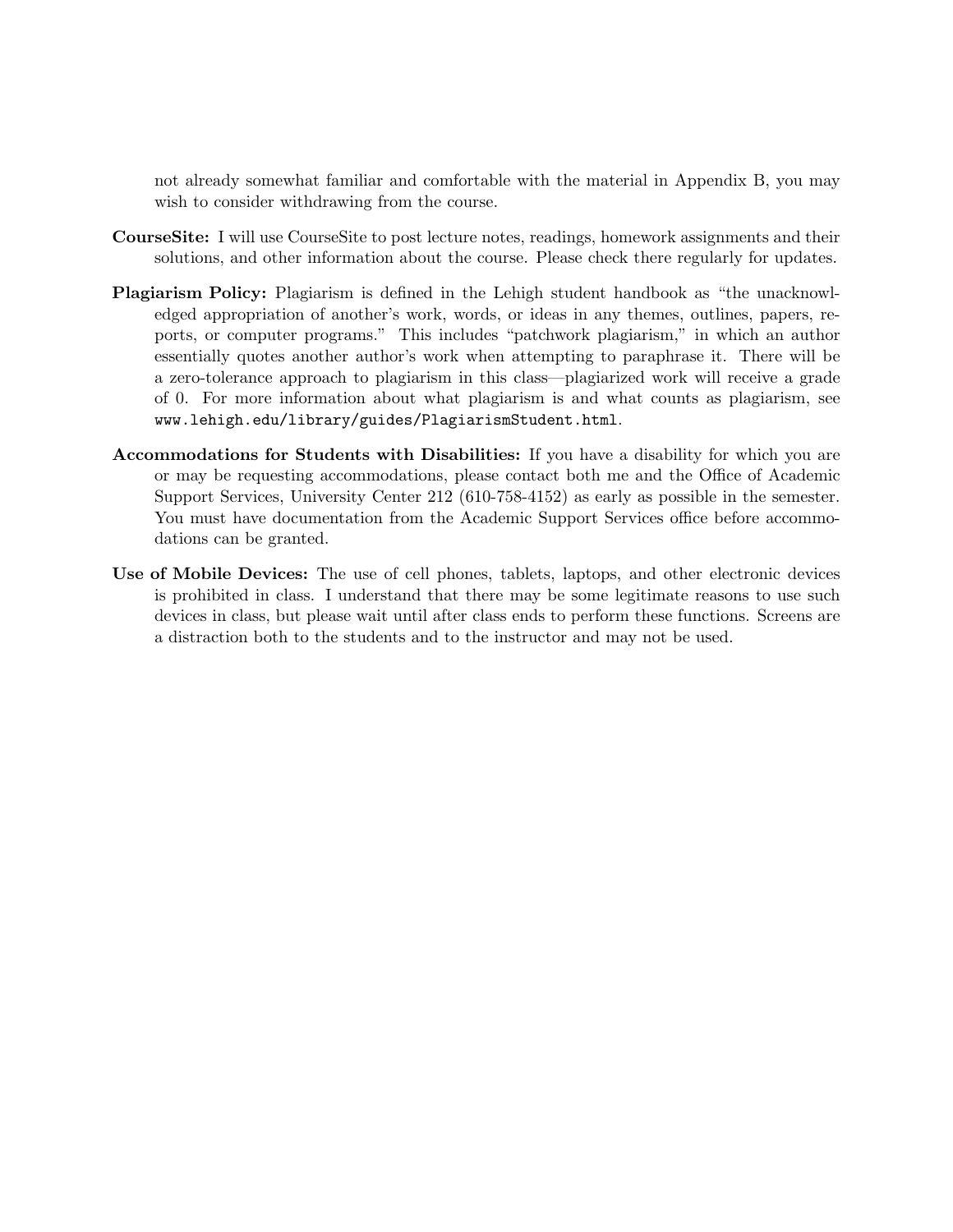not already somewhat familiar and comfortable with the material in Appendix B, you may wish to consider withdrawing from the course.

**CourseSite:** I will use CourseSite to post lecture notes, readings, homework assignments and their solutions, and other information about the course. Please check there regularly for updates.

**Plagiarism Policy:** Plagiarism is defined in the Lehigh student handbook as "the unacknowledged appropriation of another's work, words, or ideas in any themes, outlines, papers, reports, or computer programs." This includes "patchwork plagiarism," in which an author essentially quotes another author's work when attempting to paraphrase it. There will be a zero-tolerance approach to plagiarism in this class—plagiarized work will receive a grade of 0. For more information about what plagiarism is and what counts as plagiarism, see `www.lehigh.edu/library/guides/PlagiarismStudent.html`.

**Accommodations for Students with Disabilities:** If you have a disability for which you are or may be requesting accommodations, please contact both me and the Office of Academic Support Services, University Center 212 (610-758-4152) as early as possible in the semester. You must have documentation from the Academic Support Services office before accommodations can be granted.

**Use of Mobile Devices:** The use of cell phones, tablets, laptops, and other electronic devices is prohibited in class. I understand that there may be some legitimate reasons to use such devices in class, but please wait until after class ends to perform these functions. Screens are a distraction both to the students and to the instructor and may not be used.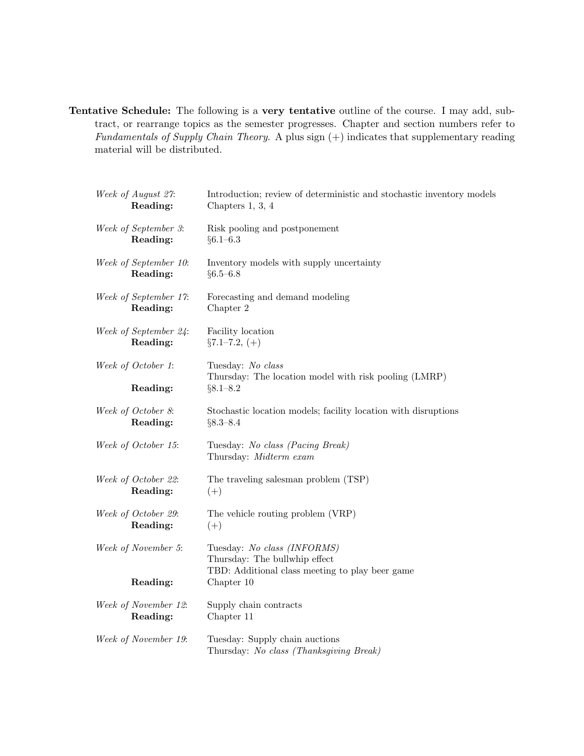**Tentative Schedule:** The following is a **very tentative** outline of the course. I may add, subtract, or rearrange topics as the semester progresses. Chapter and section numbers refer to *Fundamentals of Supply Chain Theory*. A plus sign (+) indicates that supplementary reading material will be distributed.

| | |
|---|---|
| *Week of August 27*: | Introduction; review of deterministic and stochastic inventory models |
| **Reading:** | Chapters 1, 3, 4 |
| *Week of September 3*: | Risk pooling and postponement |
| **Reading:** | §6.1–6.3 |
| *Week of September 10*: | Inventory models with supply uncertainty |
| **Reading:** | §6.5–6.8 |
| *Week of September 17*: | Forecasting and demand modeling |
| **Reading:** | Chapter 2 |
| *Week of September 24*: | Facility location |
| **Reading:** | §7.1–7.2, (+) |
| *Week of October 1*: | Tuesday: *No class* |
| | Thursday: The location model with risk pooling (LMRP) |
| **Reading:** | §8.1–8.2 |
| *Week of October 8*: | Stochastic location models; facility location with disruptions |
| **Reading:** | §8.3–8.4 |
| *Week of October 15*: | Tuesday: *No class (Pacing Break)* |
| | Thursday: *Midterm exam* |
| *Week of October 22*: | The traveling salesman problem (TSP) |
| **Reading:** | (+) |
| *Week of October 29*: | The vehicle routing problem (VRP) |
| **Reading:** | (+) |
| *Week of November 5*: | Tuesday: *No class (INFORMS)* |
| | Thursday: The bullwhip effect |
| | TBD: Additional class meeting to play beer game |
| **Reading:** | Chapter 10 |
| *Week of November 12*: | Supply chain contracts |
| **Reading:** | Chapter 11 |
| *Week of November 19*: | Tuesday: Supply chain auctions |
| | Thursday: *No class (Thanksgiving Break)* |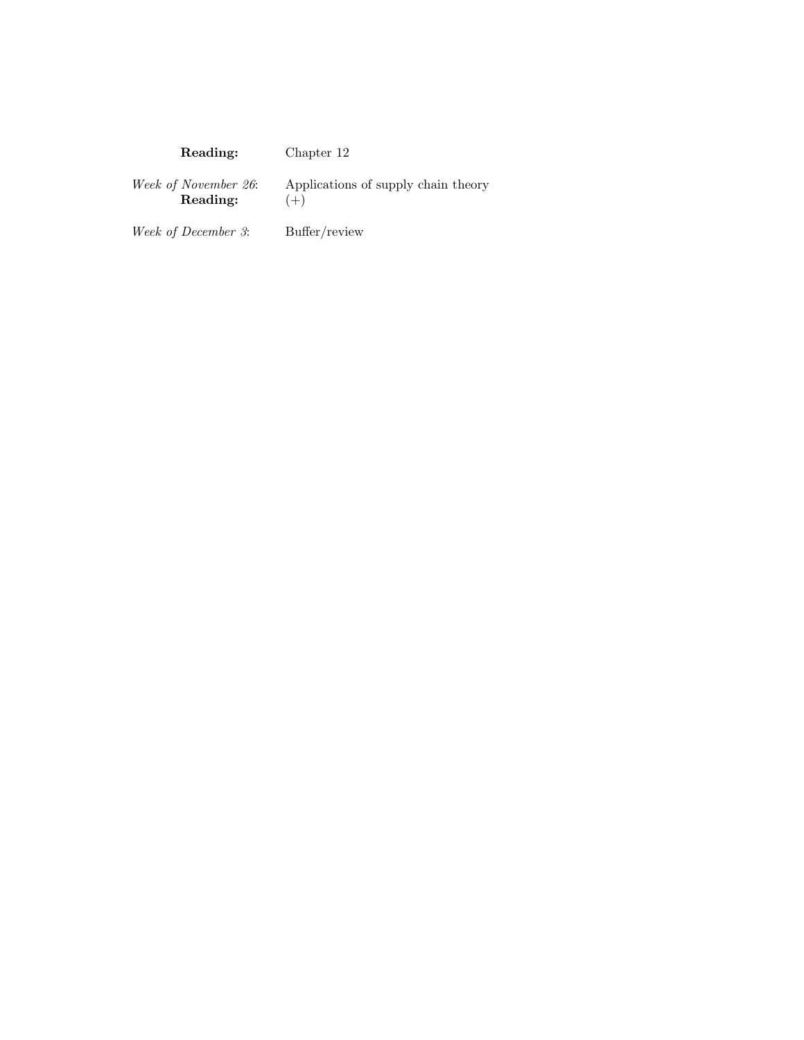**Reading:** Chapter 12

*Week of November 26*: Applications of supply chain theory
**Reading:** (+)

*Week of December 3*: Buffer/review